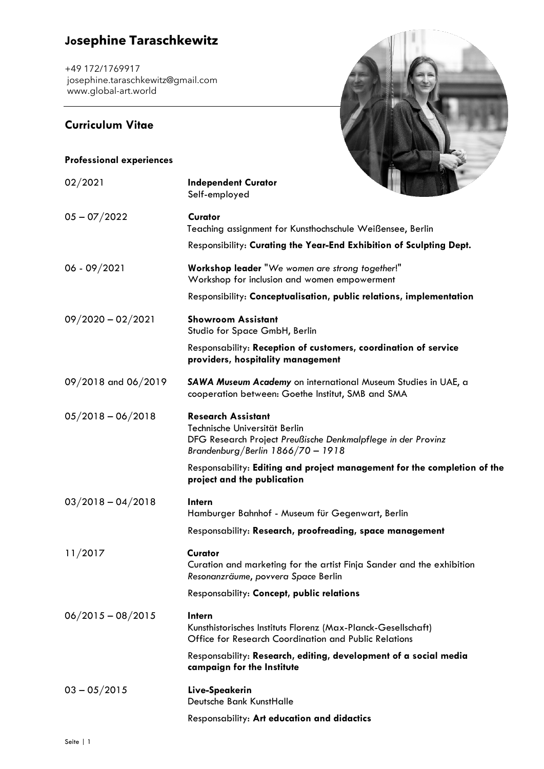# Josephine Taraschkewitz

+49 172/1769917
josephine.taraschkewitz@gmail.com
www.global-art.world

## Curriculum Vitae

### Professional experiences

| | |
|---|---|
| 02/2021 | **Independent Curator**<br>Self-employed |
| 05 – 07/2022 | **Curator**<br>Teaching assignment for Kunsthochschule Weißensee, Berlin<br>Responsibility: **Curating the Year-End Exhibition of Sculpting Dept.** |
| 06 - 09/2021 | **Workshop leader** "*We women are strong together*!"<br>Workshop for inclusion and women empowerment<br>Responsibility: **Conceptualisation, public relations, implementation** |
| 09/2020 – 02/2021 | **Showroom Assistant**<br>Studio for Space GmbH, Berlin<br>Responsability: **Reception of customers, coordination of service providers, hospitality management** |
| 09/2018 and 06/2019 | ***SAWA Museum Academy*** on international Museum Studies in UAE, a cooperation between: Goethe Institut, SMB and SMA |
| 05/2018 – 06/2018 | **Research Assistant**<br>Technische Universität Berlin<br>DFG Research Project *Preußische Denkmalpflege in der Provinz Brandenburg/Berlin 1866/70 – 1918*<br>Responsability: **Editing and project management for the completion of the project and the publication** |
| 03/2018 – 04/2018 | **Intern**<br>Hamburger Bahnhof - Museum für Gegenwart, Berlin<br>Responsability: **Research, proofreading, space management** |
| 11/2017 | **Curator**<br>Curation and marketing for the artist Finja Sander and the exhibition *Resonanzräume*, *povvera Space* Berlin<br>Responsability: **Concept, public relations** |
| 06/2015 – 08/2015 | **Intern**<br>Kunsthistorisches Instituts Florenz (Max-Planck-Gesellschaft)<br>Office for Research Coordination and Public Relations<br>Responsability: **Research, editing, development of a social media campaign for the Institute** |
| 03 – 05/2015 | **Live-Speakerin**<br>Deutsche Bank KunstHalle<br>Responsability: **Art education and didactics** |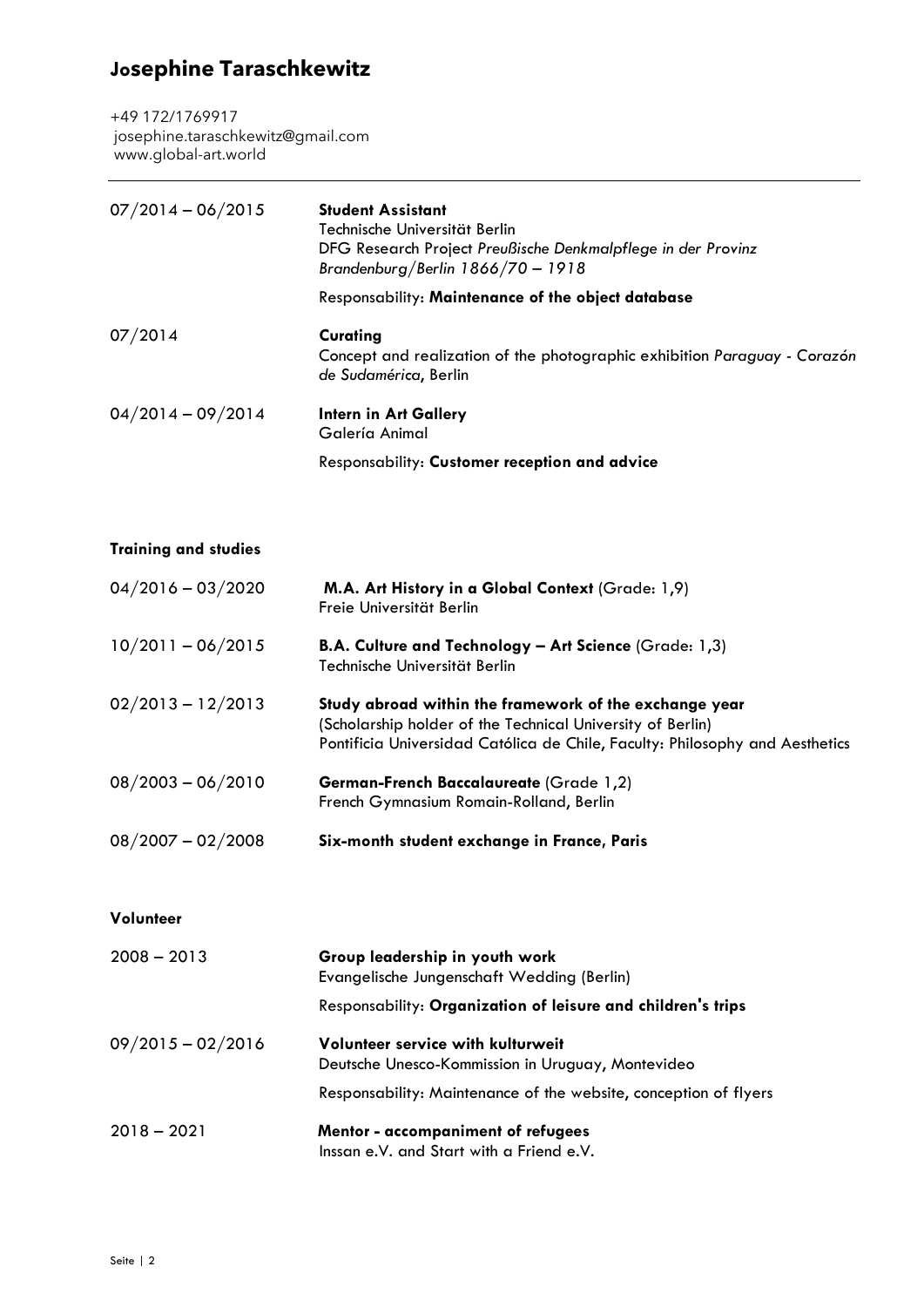# Josephine Taraschkewitz

+49 172/1769917
josephine.taraschkewitz@gmail.com
www.global-art.world

---

| | |
|---|---|
| 07/2014 – 06/2015 | **Student Assistant**<br>Technische Universität Berlin<br>DFG Research Project *Preußische Denkmalpflege in der Provinz Brandenburg/Berlin 1866/70 – 1918*<br>Responsability: **Maintenance of the object database** |
| 07/2014 | **Curating**<br>Concept and realization of the photographic exhibition *Paraguay - Corazón de Sudamérica*, Berlin |
| 04/2014 – 09/2014 | **Intern in Art Gallery**<br>Galería Animal<br>Responsability: **Customer reception and advice** |

**Training and studies**

| | |
|---|---|
| 04/2016 – 03/2020 | **M.A. Art History in a Global Context** (Grade: 1,9)<br>Freie Universität Berlin |
| 10/2011 – 06/2015 | **B.A. Culture and Technology – Art Science** (Grade: 1,3)<br>Technische Universität Berlin |
| 02/2013 – 12/2013 | **Study abroad within the framework of the exchange year**<br>(Scholarship holder of the Technical University of Berlin)<br>Pontificia Universidad Católica de Chile, Faculty: Philosophy and Aesthetics |
| 08/2003 – 06/2010 | **German-French Baccalaureate** (Grade 1,2)<br>French Gymnasium Romain-Rolland, Berlin |
| 08/2007 – 02/2008 | **Six-month student exchange in France, Paris** |

**Volunteer**

| | |
|---|---|
| 2008 – 2013 | **Group leadership in youth work**<br>Evangelische Jungenschaft Wedding (Berlin)<br>Responsability: **Organization of leisure and children's trips** |
| 09/2015 – 02/2016 | **Volunteer service with kulturweit**<br>Deutsche Unesco-Kommission in Uruguay, Montevideo<br>Responsability: Maintenance of the website, conception of flyers |
| 2018 – 2021 | **Mentor - accompaniment of refugees**<br>Inssan e.V. and Start with a Friend e.V. |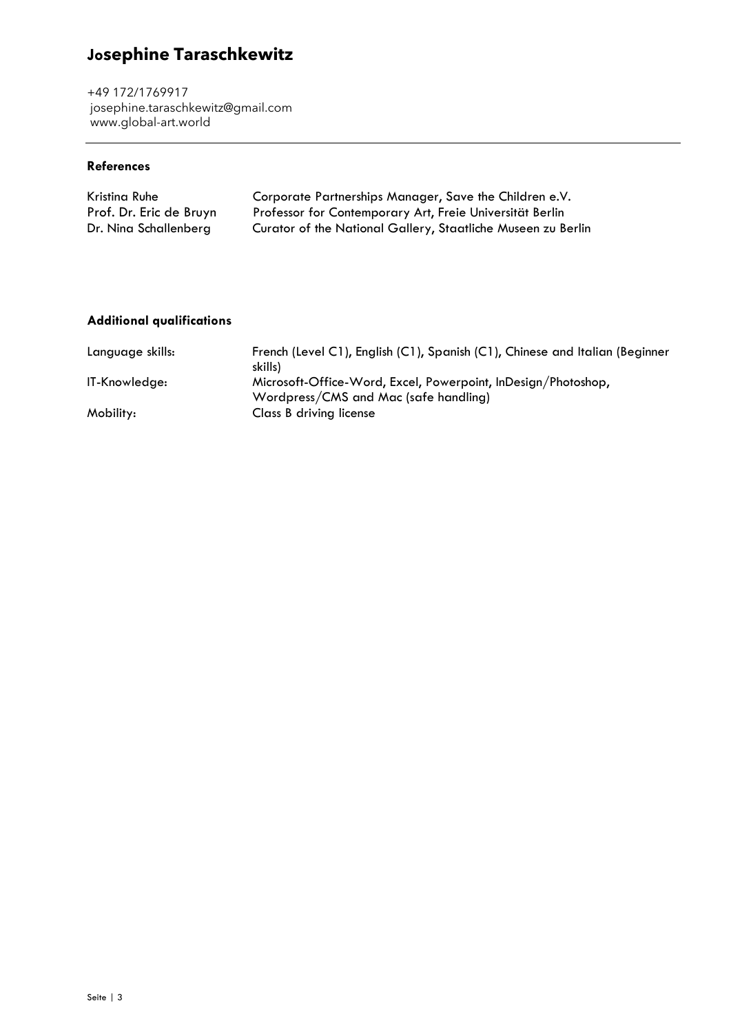# Josephine Taraschkewitz

+49 172/1769917
josephine.taraschkewitz@gmail.com
www.global-art.world

---

**References**

| | |
|---|---|
| Kristina Ruhe | Corporate Partnerships Manager, Save the Children e.V. |
| Prof. Dr. Eric de Bruyn | Professor for Contemporary Art, Freie Universität Berlin |
| Dr. Nina Schallenberg | Curator of the National Gallery, Staatliche Museen zu Berlin |

**Additional qualifications**

| | |
|---|---|
| Language skills: | French (Level C1), English (C1), Spanish (C1), Chinese and Italian (Beginner skills) |
| IT-Knowledge: | Microsoft-Office-Word, Excel, Powerpoint, InDesign/Photoshop, Wordpress/CMS and Mac (safe handling) |
| Mobility: | Class B driving license |